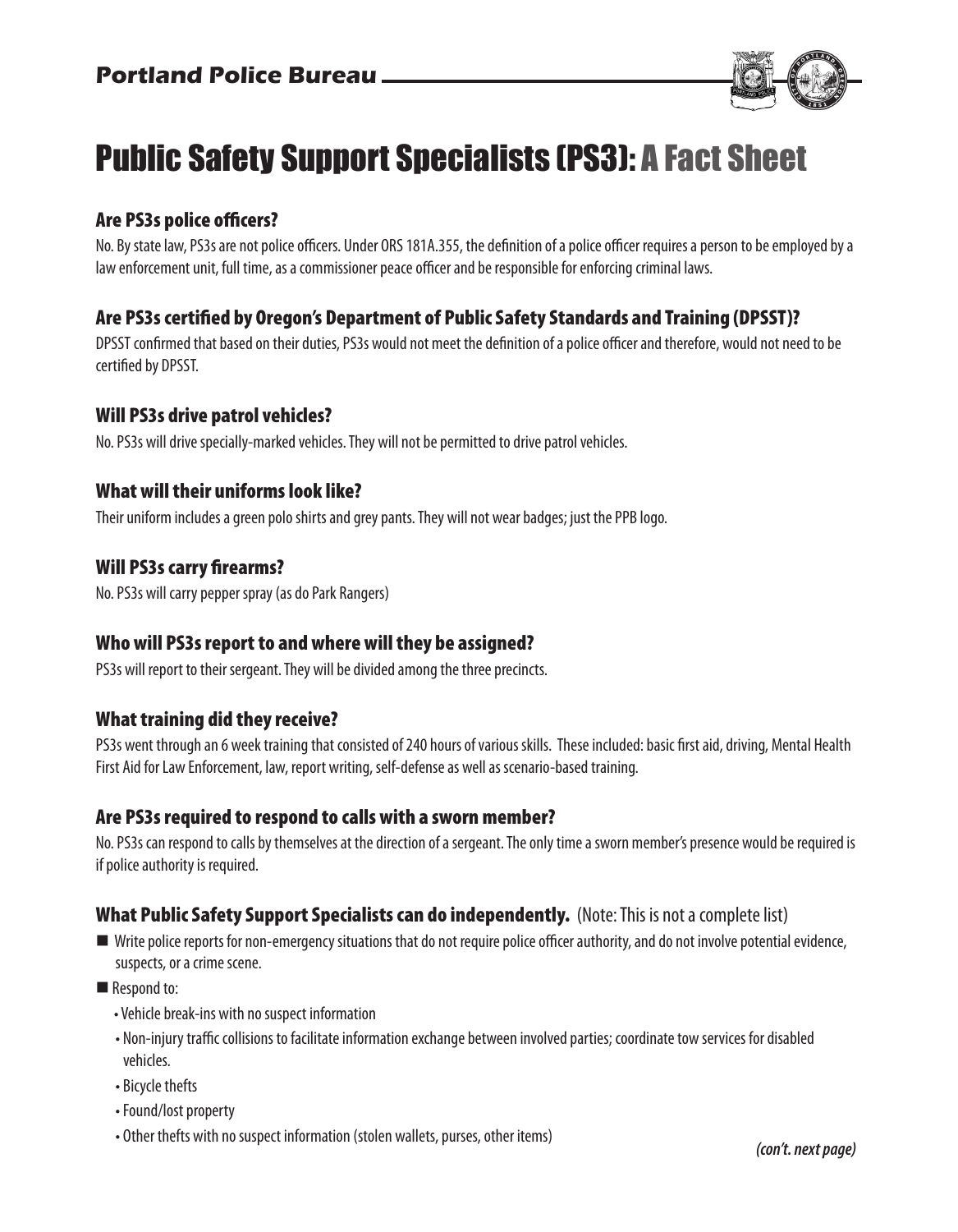**Portland Police Bureau**

# Public Safety Support Specialists (PS3): A Fact Sheet

### Are PS3s police officers?

No. By state law, PS3s are not police officers. Under ORS 181A.355, the definition of a police officer requires a person to be employed by a law enforcement unit, full time, as a commissioner peace officer and be responsible for enforcing criminal laws.

### Are PS3s certified by Oregon's Department of Public Safety Standards and Training (DPSST)?

DPSST confirmed that based on their duties, PS3s would not meet the definition of a police officer and therefore, would not need to be certified by DPSST.

### Will PS3s drive patrol vehicles?

No. PS3s will drive specially-marked vehicles. They will not be permitted to drive patrol vehicles.

### What will their uniforms look like?

Their uniform includes a green polo shirts and grey pants. They will not wear badges; just the PPB logo.

### Will PS3s carry firearms?

No. PS3s will carry pepper spray (as do Park Rangers)

### Who will PS3s report to and where will they be assigned?

PS3s will report to their sergeant. They will be divided among the three precincts.

### What training did they receive?

PS3s went through an 6 week training that consisted of 240 hours of various skills. These included: basic first aid, driving, Mental Health First Aid for Law Enforcement, law, report writing, self-defense as well as scenario-based training.

### Are PS3s required to respond to calls with a sworn member?

No. PS3s can respond to calls by themselves at the direction of a sergeant. The only time a sworn member's presence would be required is if police authority is required.

### What Public Safety Support Specialists can do independently. (Note: This is not a complete list)

- Write police reports for non-emergency situations that do not require police officer authority, and do not involve potential evidence, suspects, or a crime scene.
- Respond to:
  - Vehicle break-ins with no suspect information
  - Non-injury traffic collisions to facilitate information exchange between involved parties; coordinate tow services for disabled vehicles.
  - Bicycle thefts
  - Found/lost property
  - Other thefts with no suspect information (stolen wallets, purses, other items)

*(con't. next page)*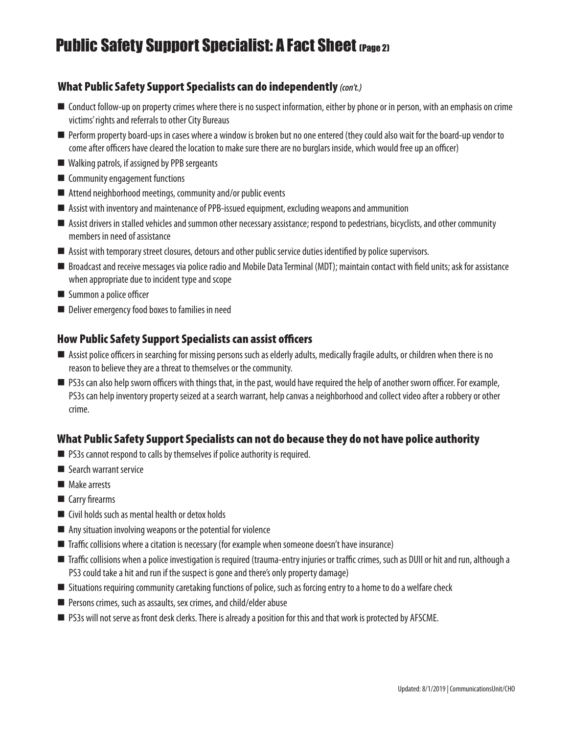# Public Safety Support Specialist: A Fact Sheet (Page 2)

## What Public Safety Support Specialists can do independently *(con't.)*

- Conduct follow-up on property crimes where there is no suspect information, either by phone or in person, with an emphasis on crime victims' rights and referrals to other City Bureaus
- Perform property board-ups in cases where a window is broken but no one entered (they could also wait for the board-up vendor to come after officers have cleared the location to make sure there are no burglars inside, which would free up an officer)
- Walking patrols, if assigned by PPB sergeants
- Community engagement functions
- Attend neighborhood meetings, community and/or public events
- Assist with inventory and maintenance of PPB-issued equipment, excluding weapons and ammunition
- Assist drivers in stalled vehicles and summon other necessary assistance; respond to pedestrians, bicyclists, and other community members in need of assistance
- Assist with temporary street closures, detours and other public service duties identified by police supervisors.
- Broadcast and receive messages via police radio and Mobile Data Terminal (MDT); maintain contact with field units; ask for assistance when appropriate due to incident type and scope
- Summon a police officer
- Deliver emergency food boxes to families in need

## How Public Safety Support Specialists can assist officers

- Assist police officers in searching for missing persons such as elderly adults, medically fragile adults, or children when there is no reason to believe they are a threat to themselves or the community.
- PS3s can also help sworn officers with things that, in the past, would have required the help of another sworn officer. For example, PS3s can help inventory property seized at a search warrant, help canvas a neighborhood and collect video after a robbery or other crime.

## What Public Safety Support Specialists can not do because they do not have police authority

- PS3s cannot respond to calls by themselves if police authority is required.
- Search warrant service
- Make arrests
- Carry firearms
- Civil holds such as mental health or detox holds
- Any situation involving weapons or the potential for violence
- Traffic collisions where a citation is necessary (for example when someone doesn't have insurance)
- Traffic collisions when a police investigation is required (trauma-entry injuries or traffic crimes, such as DUII or hit and run, although a PS3 could take a hit and run if the suspect is gone and there's only property damage)
- Situations requiring community caretaking functions of police, such as forcing entry to a home to do a welfare check
- Persons crimes, such as assaults, sex crimes, and child/elder abuse
- PS3s will not serve as front desk clerks. There is already a position for this and that work is protected by AFSCME.

Updated: 8/1/2019 | CommunicationsUnit/CHO